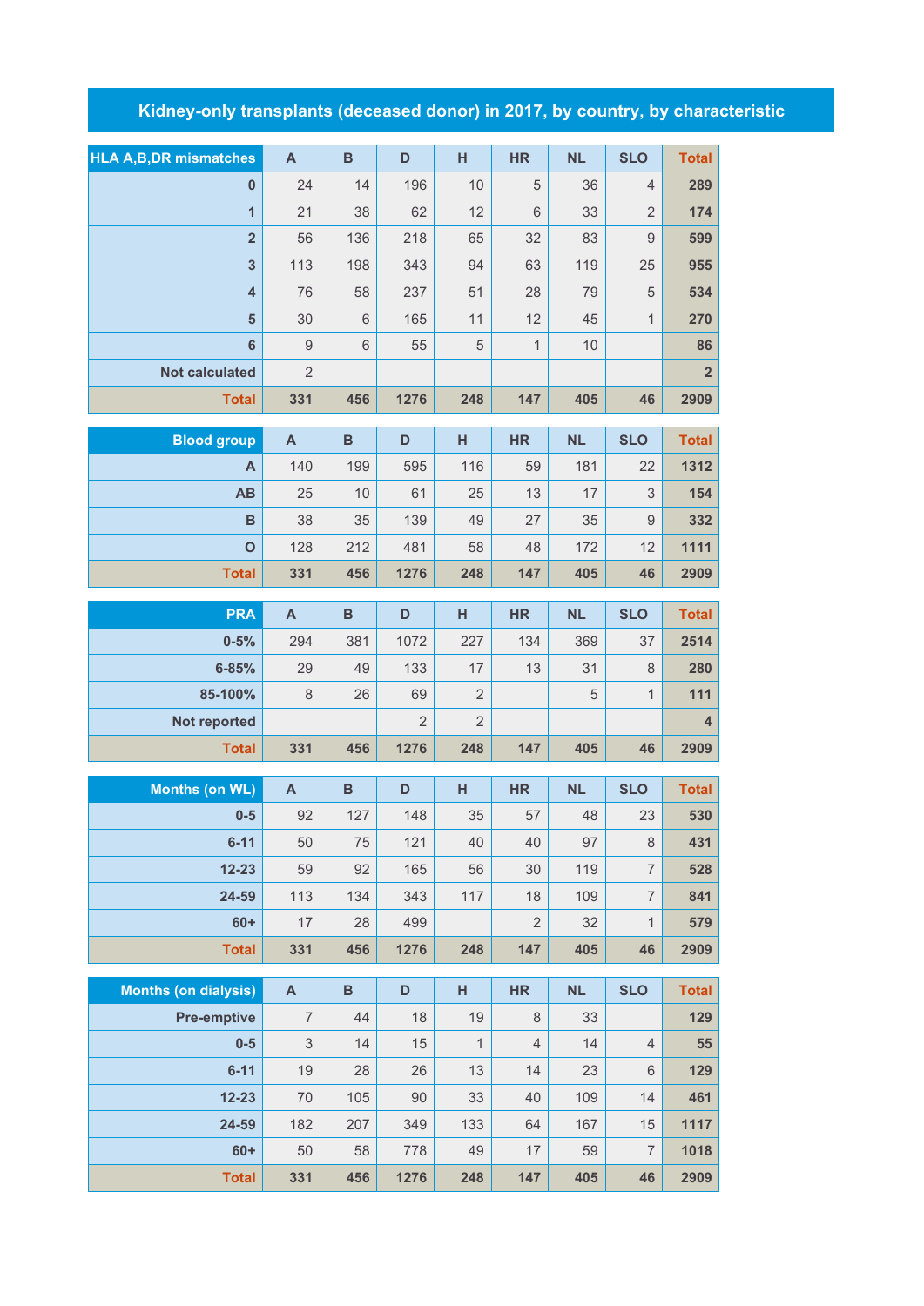# Kidney-only transplants (deceased donor) in 2017, by country, by characteristic

| HLA A,B,DR mismatches | A | B | D | H | HR | NL | SLO | Total |
|---|---|---|---|---|---|---|---|---|
| 0 | 24 | 14 | 196 | 10 | 5 | 36 | 4 | 289 |
| 1 | 21 | 38 | 62 | 12 | 6 | 33 | 2 | 174 |
| 2 | 56 | 136 | 218 | 65 | 32 | 83 | 9 | 599 |
| 3 | 113 | 198 | 343 | 94 | 63 | 119 | 25 | 955 |
| 4 | 76 | 58 | 237 | 51 | 28 | 79 | 5 | 534 |
| 5 | 30 | 6 | 165 | 11 | 12 | 45 | 1 | 270 |
| 6 | 9 | 6 | 55 | 5 | 1 | 10 | | 86 |
| Not calculated | 2 | | | | | | | 2 |
| Total | 331 | 456 | 1276 | 248 | 147 | 405 | 46 | 2909 |

| Blood group | A | B | D | H | HR | NL | SLO | Total |
|---|---|---|---|---|---|---|---|---|
| A | 140 | 199 | 595 | 116 | 59 | 181 | 22 | 1312 |
| AB | 25 | 10 | 61 | 25 | 13 | 17 | 3 | 154 |
| B | 38 | 35 | 139 | 49 | 27 | 35 | 9 | 332 |
| O | 128 | 212 | 481 | 58 | 48 | 172 | 12 | 1111 |
| Total | 331 | 456 | 1276 | 248 | 147 | 405 | 46 | 2909 |

| PRA | A | B | D | H | HR | NL | SLO | Total |
|---|---|---|---|---|---|---|---|---|
| 0-5% | 294 | 381 | 1072 | 227 | 134 | 369 | 37 | 2514 |
| 6-85% | 29 | 49 | 133 | 17 | 13 | 31 | 8 | 280 |
| 85-100% | 8 | 26 | 69 | 2 | | 5 | 1 | 111 |
| Not reported | | | 2 | 2 | | | | 4 |
| Total | 331 | 456 | 1276 | 248 | 147 | 405 | 46 | 2909 |

| Months (on WL) | A | B | D | H | HR | NL | SLO | Total |
|---|---|---|---|---|---|---|---|---|
| 0-5 | 92 | 127 | 148 | 35 | 57 | 48 | 23 | 530 |
| 6-11 | 50 | 75 | 121 | 40 | 40 | 97 | 8 | 431 |
| 12-23 | 59 | 92 | 165 | 56 | 30 | 119 | 7 | 528 |
| 24-59 | 113 | 134 | 343 | 117 | 18 | 109 | 7 | 841 |
| 60+ | 17 | 28 | 499 | | 2 | 32 | 1 | 579 |
| Total | 331 | 456 | 1276 | 248 | 147 | 405 | 46 | 2909 |

| Months (on dialysis) | A | B | D | H | HR | NL | SLO | Total |
|---|---|---|---|---|---|---|---|---|
| Pre-emptive | 7 | 44 | 18 | 19 | 8 | 33 | | 129 |
| 0-5 | 3 | 14 | 15 | 1 | 4 | 14 | 4 | 55 |
| 6-11 | 19 | 28 | 26 | 13 | 14 | 23 | 6 | 129 |
| 12-23 | 70 | 105 | 90 | 33 | 40 | 109 | 14 | 461 |
| 24-59 | 182 | 207 | 349 | 133 | 64 | 167 | 15 | 1117 |
| 60+ | 50 | 58 | 778 | 49 | 17 | 59 | 7 | 1018 |
| Total | 331 | 456 | 1276 | 248 | 147 | 405 | 46 | 2909 |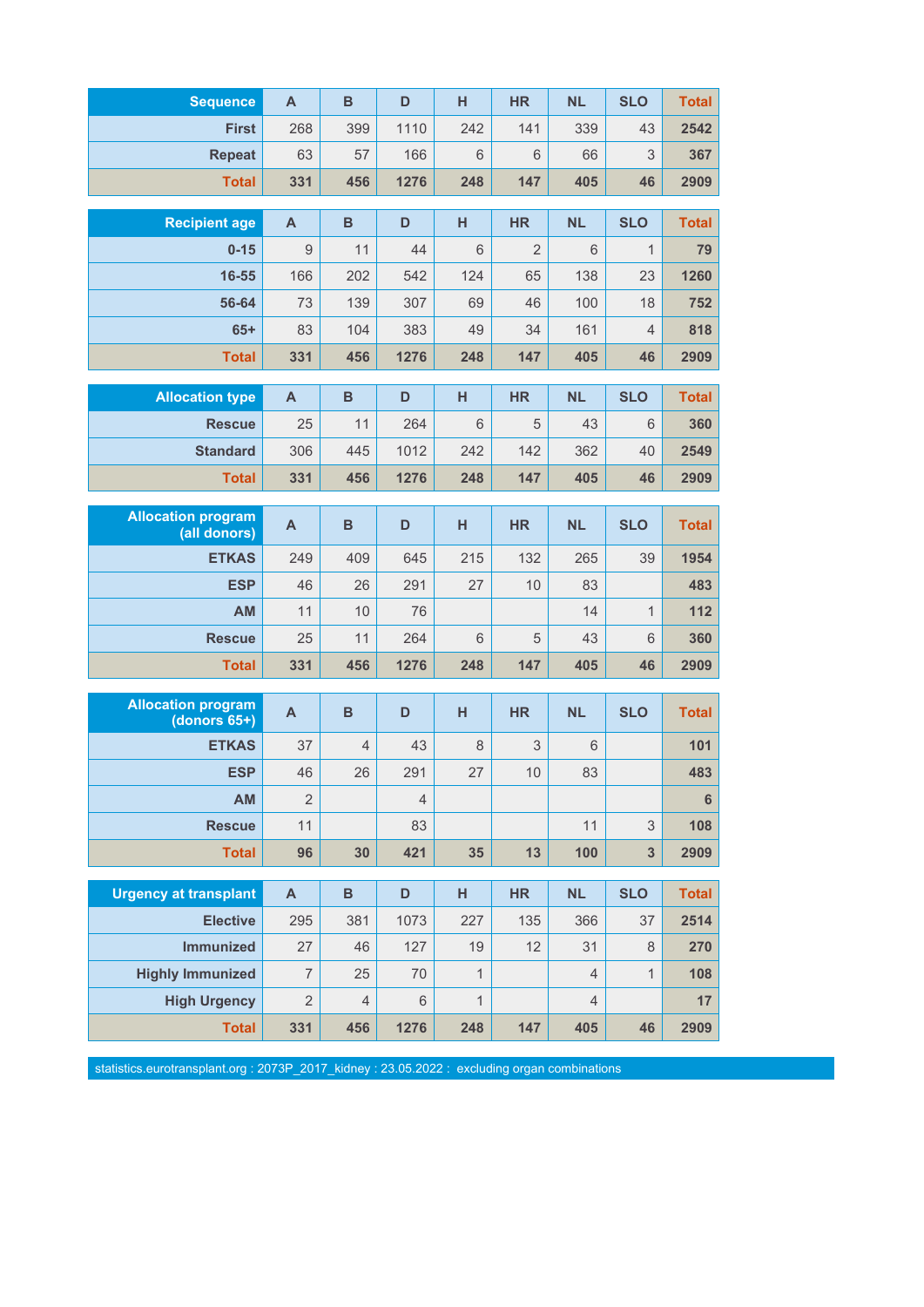| Sequence | A | B | D | H | HR | NL | SLO | Total |
|---|---|---|---|---|---|---|---|---|
| First | 268 | 399 | 1110 | 242 | 141 | 339 | 43 | 2542 |
| Repeat | 63 | 57 | 166 | 6 | 6 | 66 | 3 | 367 |
| Total | 331 | 456 | 1276 | 248 | 147 | 405 | 46 | 2909 |

| Recipient age | A | B | D | H | HR | NL | SLO | Total |
|---|---|---|---|---|---|---|---|---|
| 0-15 | 9 | 11 | 44 | 6 | 2 | 6 | 1 | 79 |
| 16-55 | 166 | 202 | 542 | 124 | 65 | 138 | 23 | 1260 |
| 56-64 | 73 | 139 | 307 | 69 | 46 | 100 | 18 | 752 |
| 65+ | 83 | 104 | 383 | 49 | 34 | 161 | 4 | 818 |
| Total | 331 | 456 | 1276 | 248 | 147 | 405 | 46 | 2909 |

| Allocation type | A | B | D | H | HR | NL | SLO | Total |
|---|---|---|---|---|---|---|---|---|
| Rescue | 25 | 11 | 264 | 6 | 5 | 43 | 6 | 360 |
| Standard | 306 | 445 | 1012 | 242 | 142 | 362 | 40 | 2549 |
| Total | 331 | 456 | 1276 | 248 | 147 | 405 | 46 | 2909 |

| Allocation program (all donors) | A | B | D | H | HR | NL | SLO | Total |
|---|---|---|---|---|---|---|---|---|
| ETKAS | 249 | 409 | 645 | 215 | 132 | 265 | 39 | 1954 |
| ESP | 46 | 26 | 291 | 27 | 10 | 83 | | 483 |
| AM | 11 | 10 | 76 | | | 14 | 1 | 112 |
| Rescue | 25 | 11 | 264 | 6 | 5 | 43 | 6 | 360 |
| Total | 331 | 456 | 1276 | 248 | 147 | 405 | 46 | 2909 |

| Allocation program (donors 65+) | A | B | D | H | HR | NL | SLO | Total |
|---|---|---|---|---|---|---|---|---|
| ETKAS | 37 | 4 | 43 | 8 | 3 | 6 | | 101 |
| ESP | 46 | 26 | 291 | 27 | 10 | 83 | | 483 |
| AM | 2 | | 4 | | | | | 6 |
| Rescue | 11 | | 83 | | | 11 | 3 | 108 |
| Total | 96 | 30 | 421 | 35 | 13 | 100 | 3 | 2909 |

| Urgency at transplant | A | B | D | H | HR | NL | SLO | Total |
|---|---|---|---|---|---|---|---|---|
| Elective | 295 | 381 | 1073 | 227 | 135 | 366 | 37 | 2514 |
| Immunized | 27 | 46 | 127 | 19 | 12 | 31 | 8 | 270 |
| Highly Immunized | 7 | 25 | 70 | 1 | | 4 | 1 | 108 |
| High Urgency | 2 | 4 | 6 | 1 | | 4 | | 17 |
| Total | 331 | 456 | 1276 | 248 | 147 | 405 | 46 | 2909 |

statistics.eurotransplant.org : 2073P_2017_kidney : 23.05.2022 : excluding organ combinations